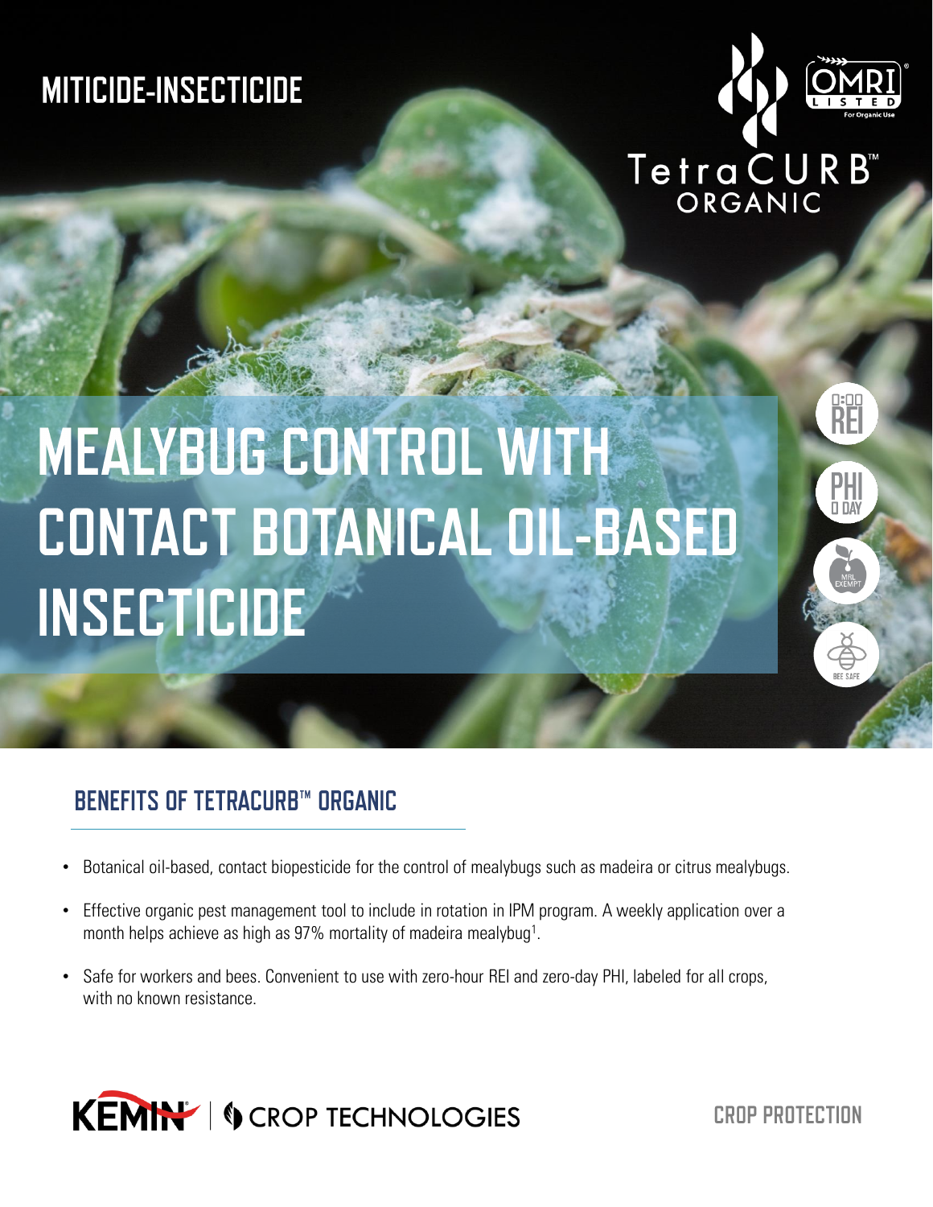MITICIDE-INSECTICIDE

TetraCURB™ ORGANIC

OMRI LISTED For Organic Use

# MEALYBUG CONTROL WITH CONTACT BOTANICAL OIL-BASED INSECTICIDE

0:00 REI

PHI 0 DAY

MRL EXEMPT

BEE SAFE

## BENEFITS OF TETRACURB™ ORGANIC

- Botanical oil-based, contact biopesticide for the control of mealybugs such as madeira or citrus mealybugs.
- Effective organic pest management tool to include in rotation in IPM program. A weekly application over a month helps achieve as high as 97% mortality of madeira mealybug[1].
- Safe for workers and bees. Convenient to use with zero-hour REI and zero-day PHI, labeled for all crops, with no known resistance.

KEMIN | CROP TECHNOLOGIES

CROP PROTECTION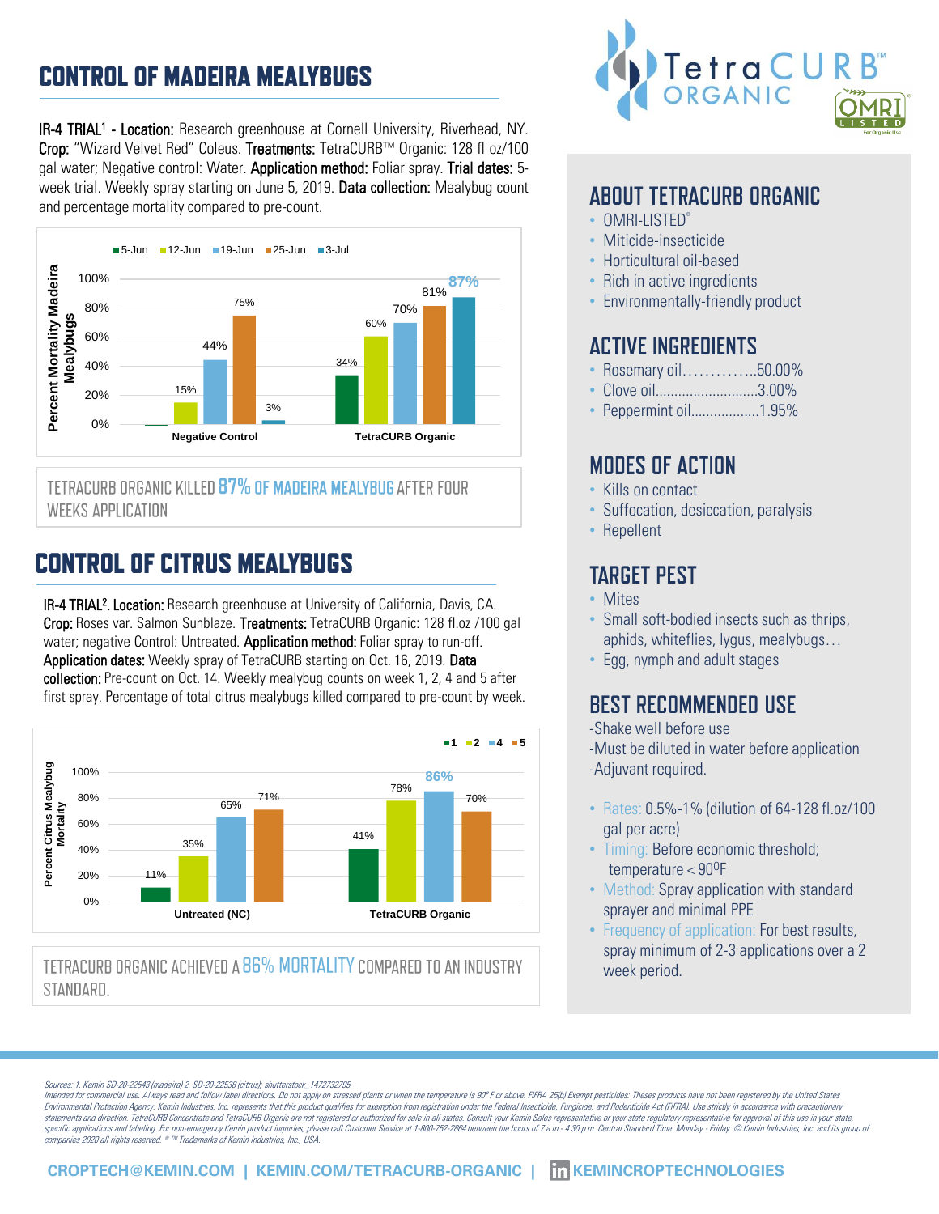# CONTROL OF MADEIRA MEALYBUGS

**IR-4 TRIAL**[1] **- Location:** Research greenhouse at Cornell University, Riverhead, NY. **Crop:** "Wizard Velvet Red" Coleus. **Treatments:** TetraCURB™ Organic: 128 fl oz/100 gal water; Negative control: Water. **Application method:** Foliar spray. **Trial dates:** 5-week trial. Weekly spray starting on June 5, 2019. **Data collection:** Mealybug count and percentage mortality compared to pre-count.

5-Jun 12-Jun 19-Jun 25-Jun 3-Jul

Percent Mortality Madeira Mealybugs

100% 80% 60% 40% 20% 0%

Negative Control: 15% 44% 75% 3%

TetraCURB Organic: 34% 60% 70% 81% 87%

TETRACURB ORGANIC KILLED **87% OF MADEIRA MEALYBUG** AFTER FOUR WEEKS APPLICATION

# CONTROL OF CITRUS MEALYBUGS

**IR-4 TRIAL**[2]**. Location:** Research greenhouse at University of California, Davis, CA. **Crop:** Roses var. Salmon Sunblaze. **Treatments:** TetraCURB Organic: 128 fl.oz /100 gal water; negative Control: Untreated. **Application method:** Foliar spray to run-off. **Application dates:** Weekly spray of TetraCURB starting on Oct. 16, 2019. **Data collection:** Pre-count on Oct. 14. Weekly mealybug counts on week 1, 2, 4 and 5 after first spray. Percentage of total citrus mealybugs killed compared to pre-count by week.

1 2 4 5

Percent Citrus Mealybug Mortality

100% 80% 60% 40% 20% 0%

Untreated (NC): 11% 35% 65% 71%

TetraCURB Organic: 41% 78% 86% 70%

TETRACURB ORGANIC ACHIEVED A **86% MORTALITY** COMPARED TO AN INDUSTRY STANDARD.

TetraCURB™ ORGANIC

OMRI LISTED For Organic Use

## ABOUT TETRACURB ORGANIC

- OMRI-LISTED®
- Miticide-insecticide
- Horticultural oil-based
- Rich in active ingredients
- Environmentally-friendly product

## ACTIVE INGREDIENTS

- Rosemary oil…………..50.00%
- Clove oil……………………...3.00%
- Peppermint oil………………1.95%

## MODES OF ACTION

- Kills on contact
- Suffocation, desiccation, paralysis
- Repellent

## TARGET PEST

- Mites
- Small soft-bodied insects such as thrips, aphids, whiteflies, lygus, mealybugs…
- Egg, nymph and adult stages

## BEST RECOMMENDED USE

-Shake well before use
-Must be diluted in water before application
-Adjuvant required.

- Rates: 0.5%-1% (dilution of 64-128 fl.oz/100 gal per acre)
- Timing: Before economic threshold; temperature < 90°F
- Method: Spray application with standard sprayer and minimal PPE
- Frequency of application: For best results, spray minimum of 2-3 applications over a 2 week period.

*Sources: 1. Kemin SD-20-22543 (madeira) 2. SD-20-22538 (citrus); shutterstock_1472732795.*
*Intended for commercial use. Always read and follow label directions. Do not apply on stressed plants or when the temperature is 90° F or above. FIFRA 25(b) Exempt pesticides: Theses products have not been registered by the United States Environmental Protection Agency. Kemin Industries, Inc. represents that this product qualifies for exemption from registration under the Federal Insecticide, Fungicide, and Rodenticide Act (FIFRA). Use strictly in accordance with precautionary statements and direction. TetraCURB Concentrate and TetraCURB Organic are not registered or authorized for sale in all states. Consult your Kemin Sales representative or your state regulatory representative for approval of this use in your state, specific applications and labeling. For non-emergency Kemin product inquiries, please call Customer Service at 1-800-752-2864 between the hours of 7 a.m.- 4:30 p.m. Central Standard Time. Monday - Friday. © Kemin Industries, Inc. and its group of companies 2020 all rights reserved. ® ™ Trademarks of Kemin Industries, Inc., USA.*

CROPTECH@KEMIN.COM | KEMIN.COM/TETRACURB-ORGANIC | KEMINCROPTECHNOLOGIES